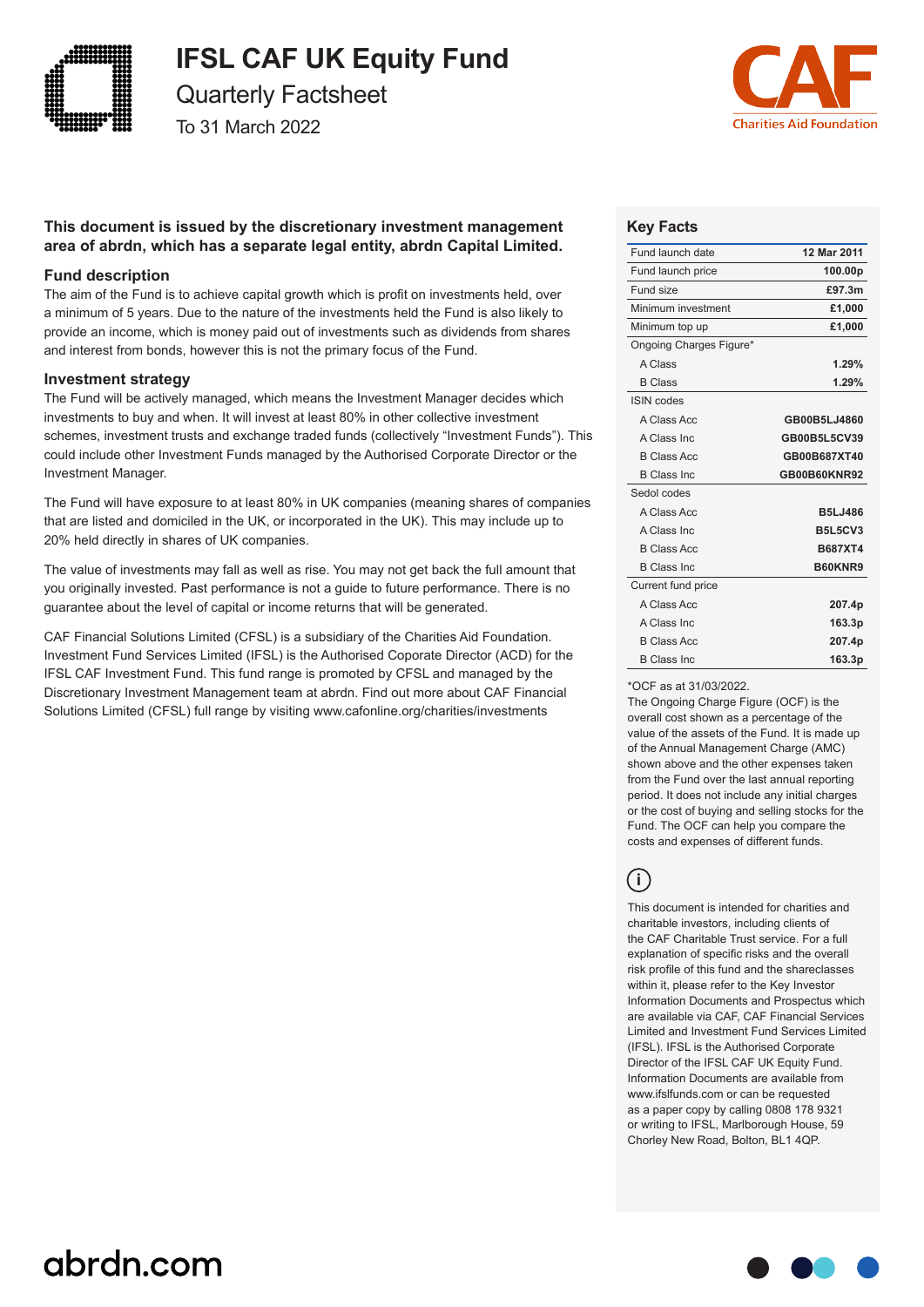# IFSL CAF UK Equity Fund

## Quarterly Factsheet

To 31 March 2022

**This document is issued by the discretionary investment management area of abrdn, which has a separate legal entity, abrdn Capital Limited.**

### Fund description

The aim of the Fund is to achieve capital growth which is profit on investments held, over a minimum of 5 years. Due to the nature of the investments held the Fund is also likely to provide an income, which is money paid out of investments such as dividends from shares and interest from bonds, however this is not the primary focus of the Fund.

### Investment strategy

The Fund will be actively managed, which means the Investment Manager decides which investments to buy and when. It will invest at least 80% in other collective investment schemes, investment trusts and exchange traded funds (collectively "Investment Funds"). This could include other Investment Funds managed by the Authorised Corporate Director or the Investment Manager.

The Fund will have exposure to at least 80% in UK companies (meaning shares of companies that are listed and domiciled in the UK, or incorporated in the UK). This may include up to 20% held directly in shares of UK companies.

The value of investments may fall as well as rise. You may not get back the full amount that you originally invested. Past performance is not a guide to future performance. There is no guarantee about the level of capital or income returns that will be generated.

CAF Financial Solutions Limited (CFSL) is a subsidiary of the Charities Aid Foundation. Investment Fund Services Limited (IFSL) is the Authorised Coporate Director (ACD) for the IFSL CAF Investment Fund. This fund range is promoted by CFSL and managed by the Discretionary Investment Management team at abrdn. Find out more about CAF Financial Solutions Limited (CFSL) full range by visiting www.cafonline.org/charities/investments

### Key Facts

| | |
|---|---|
| Fund launch date | 12 Mar 2011 |
| Fund launch price | 100.00p |
| Fund size | £97.3m |
| Minimum investment | £1,000 |
| Minimum top up | £1,000 |
| Ongoing Charges Figure* | |
| A Class | 1.29% |
| B Class | 1.29% |
| ISIN codes | |
| A Class Acc | GB00B5LJ4860 |
| A Class Inc | GB00B5L5CV39 |
| B Class Acc | GB00B687XT40 |
| B Class Inc | GB00B60KNR92 |
| Sedol codes | |
| A Class Acc | B5LJ486 |
| A Class Inc | B5L5CV3 |
| B Class Acc | B687XT4 |
| B Class Inc | B60KNR9 |
| Current fund price | |
| A Class Acc | 207.4p |
| A Class Inc | 163.3p |
| B Class Acc | 207.4p |
| B Class Inc | 163.3p |

*OCF as at 31/03/2022.

The Ongoing Charge Figure (OCF) is the overall cost shown as a percentage of the value of the assets of the Fund. It is made up of the Annual Management Charge (AMC) shown above and the other expenses taken from the Fund over the last annual reporting period. It does not include any initial charges or the cost of buying and selling stocks for the Fund. The OCF can help you compare the costs and expenses of different funds.

This document is intended for charities and charitable investors, including clients of the CAF Charitable Trust service. For a full explanation of specific risks and the overall risk profile of this fund and the shareclasses within it, please refer to the Key Investor Information Documents and Prospectus which are available via CAF, CAF Financial Services Limited and Investment Fund Services Limited (IFSL). IFSL is the Authorised Corporate Director of the IFSL CAF UK Equity Fund. Information Documents are available from www.ifslfunds.com or can be requested as a paper copy by calling 0808 178 9321 or writing to IFSL, Marlborough House, 59 Chorley New Road, Bolton, BL1 4QP.

abrdn.com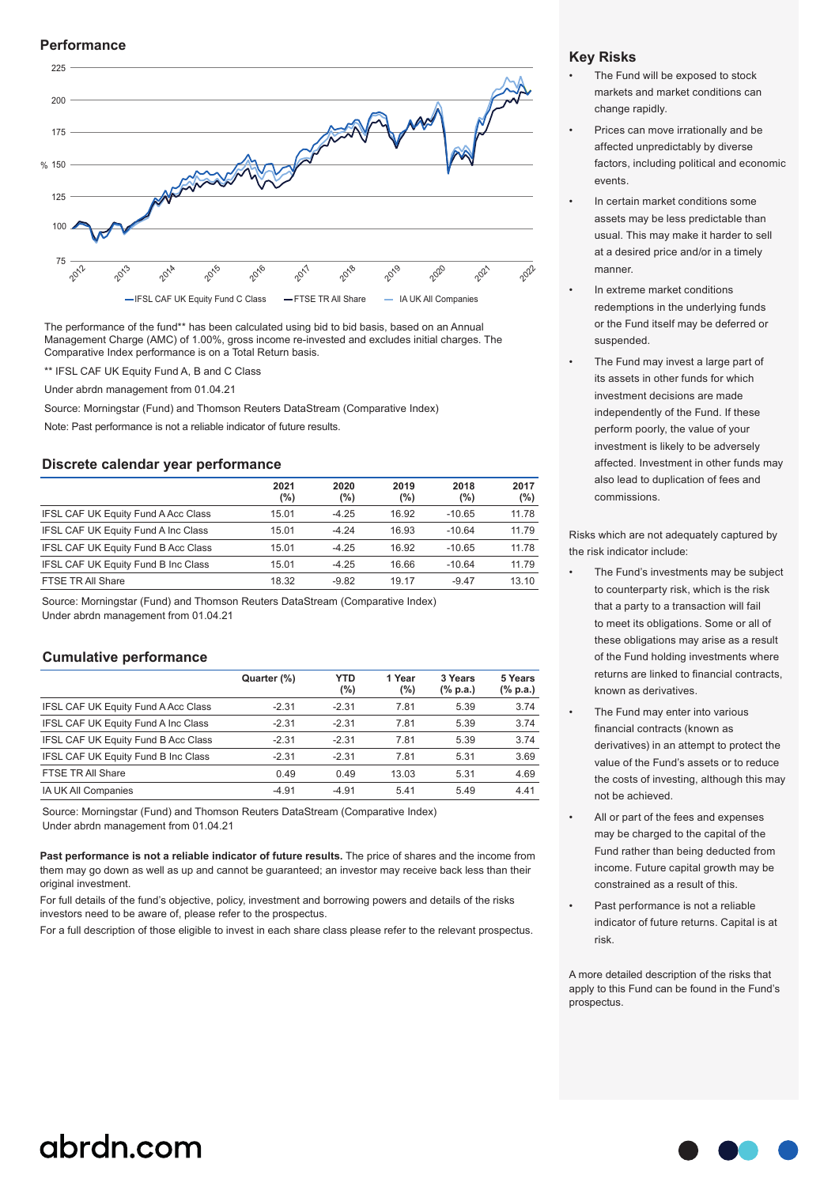## Performance

The performance of the fund** has been calculated using bid to bid basis, based on an Annual Management Charge (AMC) of 1.00%, gross income re-invested and excludes initial charges. The Comparative Index performance is on a Total Return basis.

** IFSL CAF UK Equity Fund A, B and C Class

Under abrdn management from 01.04.21

Source: Morningstar (Fund) and Thomson Reuters DataStream (Comparative Index)

Note: Past performance is not a reliable indicator of future results.

## Discrete calendar year performance

| | 2021 (%) | 2020 (%) | 2019 (%) | 2018 (%) | 2017 (%) |
|---|---|---|---|---|---|
| IFSL CAF UK Equity Fund A Acc Class | 15.01 | -4.25 | 16.92 | -10.65 | 11.78 |
| IFSL CAF UK Equity Fund A Inc Class | 15.01 | -4.24 | 16.93 | -10.64 | 11.79 |
| IFSL CAF UK Equity Fund B Acc Class | 15.01 | -4.25 | 16.92 | -10.65 | 11.78 |
| IFSL CAF UK Equity Fund B Inc Class | 15.01 | -4.25 | 16.66 | -10.64 | 11.79 |
| FTSE TR All Share | 18.32 | -9.82 | 19.17 | -9.47 | 13.10 |

Source: Morningstar (Fund) and Thomson Reuters DataStream (Comparative Index)
Under abrdn management from 01.04.21

## Cumulative performance

| | Quarter (%) | YTD (%) | 1 Year (%) | 3 Years (% p.a.) | 5 Years (% p.a.) |
|---|---|---|---|---|---|
| IFSL CAF UK Equity Fund A Acc Class | -2.31 | -2.31 | 7.81 | 5.39 | 3.74 |
| IFSL CAF UK Equity Fund A Inc Class | -2.31 | -2.31 | 7.81 | 5.39 | 3.74 |
| IFSL CAF UK Equity Fund B Acc Class | -2.31 | -2.31 | 7.81 | 5.39 | 3.74 |
| IFSL CAF UK Equity Fund B Inc Class | -2.31 | -2.31 | 7.81 | 5.31 | 3.69 |
| FTSE TR All Share | 0.49 | 0.49 | 13.03 | 5.31 | 4.69 |
| IA UK All Companies | -4.91 | -4.91 | 5.41 | 5.49 | 4.41 |

Source: Morningstar (Fund) and Thomson Reuters DataStream (Comparative Index)
Under abrdn management from 01.04.21

**Past performance is not a reliable indicator of future results.** The price of shares and the income from them may go down as well as up and cannot be guaranteed; an investor may receive back less than their original investment.

For full details of the fund's objective, policy, investment and borrowing powers and details of the risks investors need to be aware of, please refer to the prospectus.

For a full description of those eligible to invest in each share class please refer to the relevant prospectus.

## Key Risks

- The Fund will be exposed to stock markets and market conditions can change rapidly.
- Prices can move irrationally and be affected unpredictably by diverse factors, including political and economic events.
- In certain market conditions some assets may be less predictable than usual. This may make it harder to sell at a desired price and/or in a timely manner.
- In extreme market conditions redemptions in the underlying funds or the Fund itself may be deferred or suspended.
- The Fund may invest a large part of its assets in other funds for which investment decisions are made independently of the Fund. If these perform poorly, the value of your investment is likely to be adversely affected. Investment in other funds may also lead to duplication of fees and commissions.

Risks which are not adequately captured by the risk indicator include:

- The Fund's investments may be subject to counterparty risk, which is the risk that a party to a transaction will fail to meet its obligations. Some or all of these obligations may arise as a result of the Fund holding investments where returns are linked to financial contracts, known as derivatives.
- The Fund may enter into various financial contracts (known as derivatives) in an attempt to protect the value of the Fund's assets or to reduce the costs of investing, although this may not be achieved.
- All or part of the fees and expenses may be charged to the capital of the Fund rather than being deducted from income. Future capital growth may be constrained as a result of this.
- Past performance is not a reliable indicator of future returns. Capital is at risk.

A more detailed description of the risks that apply to this Fund can be found in the Fund's prospectus.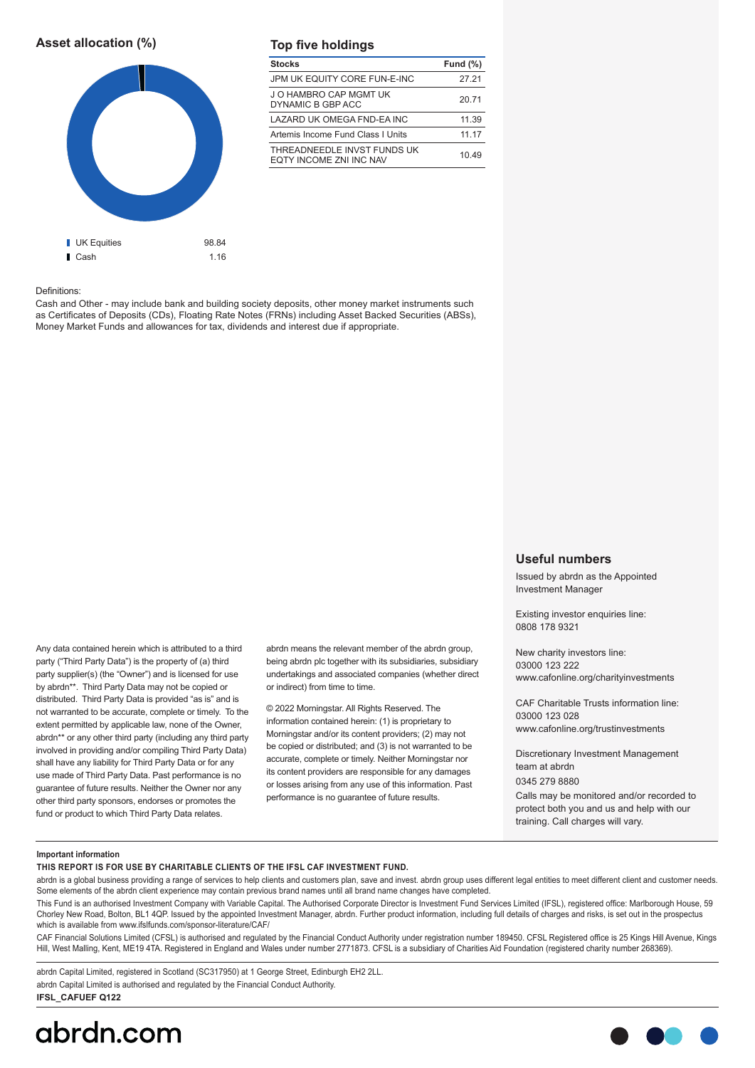## Asset allocation (%)

UK Equities 98.84
Cash 1.16

## Top five holdings

| Stocks | Fund (%) |
|---|---|
| JPM UK EQUITY CORE FUN-E-INC | 27.21 |
| J O HAMBRO CAP MGMT UK DYNAMIC B GBP ACC | 20.71 |
| LAZARD UK OMEGA FND-EA INC | 11.39 |
| Artemis Income Fund Class I Units | 11.17 |
| THREADNEEDLE INVST FUNDS UK EQTY INCOME ZNI INC NAV | 10.49 |

Definitions:

Cash and Other - may include bank and building society deposits, other money market instruments such as Certificates of Deposits (CDs), Floating Rate Notes (FRNs) including Asset Backed Securities (ABSs), Money Market Funds and allowances for tax, dividends and interest due if appropriate.

Any data contained herein which is attributed to a third party ("Third Party Data") is the property of (a) third party supplier(s) (the "Owner") and is licensed for use by abrdn**. Third Party Data may not be copied or distributed. Third Party Data is provided "as is" and is not warranted to be accurate, complete or timely. To the extent permitted by applicable law, none of the Owner, abrdn** or any other third party (including any third party involved in providing and/or compiling Third Party Data) shall have any liability for Third Party Data or for any use made of Third Party Data. Past performance is no guarantee of future results. Neither the Owner nor any other third party sponsors, endorses or promotes the fund or product to which Third Party Data relates.

abrdn means the relevant member of the abrdn group, being abrdn plc together with its subsidiaries, subsidiary undertakings and associated companies (whether direct or indirect) from time to time.

© 2022 Morningstar. All Rights Reserved. The information contained herein: (1) is proprietary to Morningstar and/or its content providers; (2) may not be copied or distributed; and (3) is not warranted to be accurate, complete or timely. Neither Morningstar nor its content providers are responsible for any damages or losses arising from any use of this information. Past performance is no guarantee of future results.

## Useful numbers

Issued by abrdn as the Appointed Investment Manager

Existing investor enquiries line:
0808 178 9321

New charity investors line:
03000 123 222
www.cafonline.org/charityinvestments

CAF Charitable Trusts information line:
03000 123 028
www.cafonline.org/trustinvestments

Discretionary Investment Management team at abrdn
0345 279 8880

Calls may be monitored and/or recorded to protect both you and us and help with our training. Call charges will vary.

**Important information**

**THIS REPORT IS FOR USE BY CHARITABLE CLIENTS OF THE IFSL CAF INVESTMENT FUND.**

abrdn is a global business providing a range of services to help clients and customers plan, save and invest. abrdn group uses different legal entities to meet different client and customer needs. Some elements of the abrdn client experience may contain previous brand names until all brand name changes have completed.

This Fund is an authorised Investment Company with Variable Capital. The Authorised Corporate Director is Investment Fund Services Limited (IFSL), registered office: Marlborough House, 59 Chorley New Road, Bolton, BL1 4QP. Issued by the appointed Investment Manager, abrdn. Further product information, including full details of charges and risks, is set out in the prospectus which is available from www.ifslfunds.com/sponsor-literature/CAF/

CAF Financial Solutions Limited (CFSL) is authorised and regulated by the Financial Conduct Authority under registration number 189450. CFSL Registered office is 25 Kings Hill Avenue, Kings Hill, West Malling, Kent, ME19 4TA. Registered in England and Wales under number 2771873. CFSL is a subsidiary of Charities Aid Foundation (registered charity number 268369).

abrdn Capital Limited, registered in Scotland (SC317950) at 1 George Street, Edinburgh EH2 2LL.
abrdn Capital Limited is authorised and regulated by the Financial Conduct Authority.
**IFSL_CAFUEF Q122**

abrdn.com